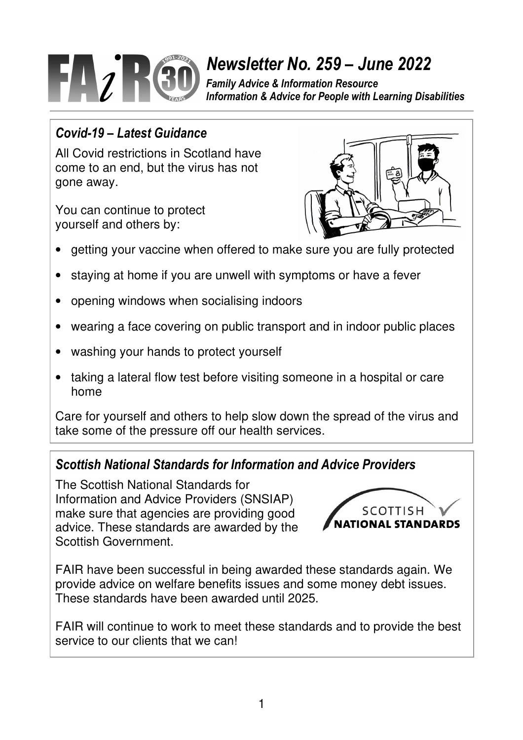# Newsletter No. 259 – June 2022

***Family Advice & Information Resource***
***Information & Advice for People with Learning Disabilities***

## *Covid-19 – Latest Guidance*

All Covid restrictions in Scotland have come to an end, but the virus has not gone away.

You can continue to protect yourself and others by:

- getting your vaccine when offered to make sure you are fully protected
- staying at home if you are unwell with symptoms or have a fever
- opening windows when socialising indoors
- wearing a face covering on public transport and in indoor public places
- washing your hands to protect yourself
- taking a lateral flow test before visiting someone in a hospital or care home

Care for yourself and others to help slow down the spread of the virus and take some of the pressure off our health services.

## *Scottish National Standards for Information and Advice Providers*

The Scottish National Standards for Information and Advice Providers (SNSIAP) make sure that agencies are providing good advice. These standards are awarded by the Scottish Government.

FAIR have been successful in being awarded these standards again. We provide advice on welfare benefits issues and some money debt issues. These standards have been awarded until 2025.

FAIR will continue to work to meet these standards and to provide the best service to our clients that we can!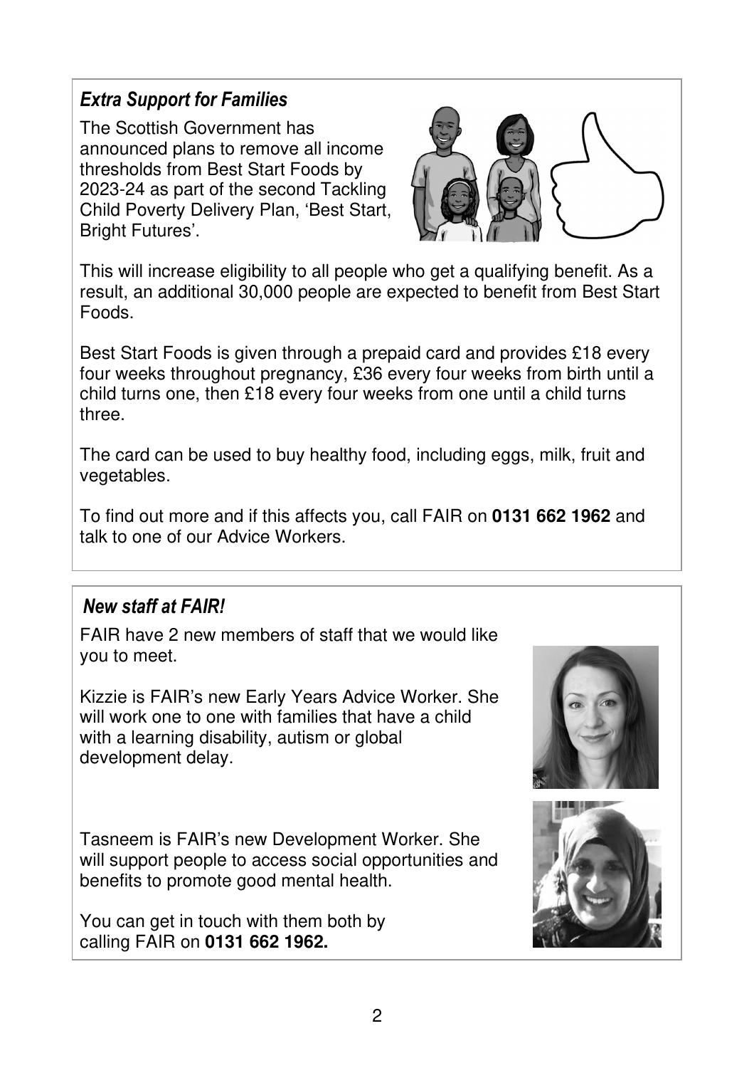## *Extra Support for Families*

The Scottish Government has announced plans to remove all income thresholds from Best Start Foods by 2023-24 as part of the second Tackling Child Poverty Delivery Plan, 'Best Start, Bright Futures'.

This will increase eligibility to all people who get a qualifying benefit. As a result, an additional 30,000 people are expected to benefit from Best Start Foods.

Best Start Foods is given through a prepaid card and provides £18 every four weeks throughout pregnancy, £36 every four weeks from birth until a child turns one, then £18 every four weeks from one until a child turns three.

The card can be used to buy healthy food, including eggs, milk, fruit and vegetables.

To find out more and if this affects you, call FAIR on **0131 662 1962** and talk to one of our Advice Workers.

## *New staff at FAIR!*

FAIR have 2 new members of staff that we would like you to meet.

Kizzie is FAIR's new Early Years Advice Worker. She will work one to one with families that have a child with a learning disability, autism or global development delay.

Tasneem is FAIR's new Development Worker. She will support people to access social opportunities and benefits to promote good mental health.

You can get in touch with them both by calling FAIR on **0131 662 1962.**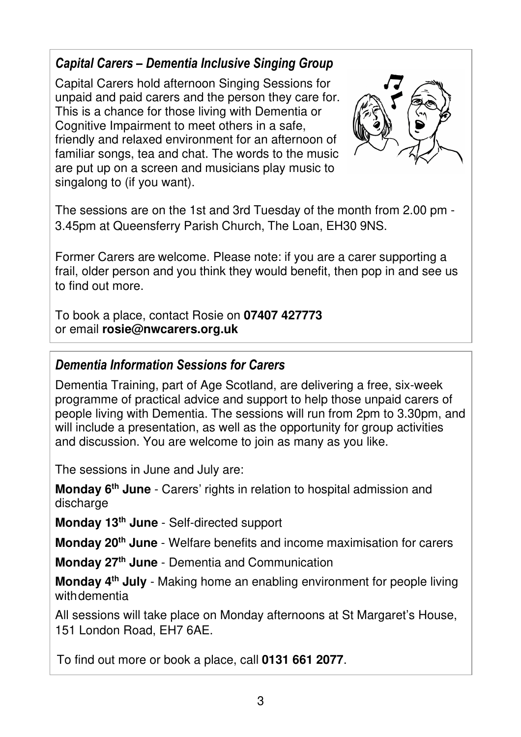## *Capital Carers – Dementia Inclusive Singing Group*

Capital Carers hold afternoon Singing Sessions for unpaid and paid carers and the person they care for. This is a chance for those living with Dementia or Cognitive Impairment to meet others in a safe, friendly and relaxed environment for an afternoon of familiar songs, tea and chat. The words to the music are put up on a screen and musicians play music to singalong to (if you want).

The sessions are on the 1st and 3rd Tuesday of the month from 2.00 pm - 3.45pm at Queensferry Parish Church, The Loan, EH30 9NS.

Former Carers are welcome. Please note: if you are a carer supporting a frail, older person and you think they would benefit, then pop in and see us to find out more.

To book a place, contact Rosie on **07407 427773** or email **rosie@nwcarers.org.uk**

## *Dementia Information Sessions for Carers*

Dementia Training, part of Age Scotland, are delivering a free, six-week programme of practical advice and support to help those unpaid carers of people living with Dementia. The sessions will run from 2pm to 3.30pm, and will include a presentation, as well as the opportunity for group activities and discussion. You are welcome to join as many as you like.

The sessions in June and July are:

**Monday 6th June** - Carers' rights in relation to hospital admission and discharge

**Monday 13th June** - Self-directed support

**Monday 20th June** - Welfare benefits and income maximisation for carers

**Monday 27th June** - Dementia and Communication

**Monday 4th July** - Making home an enabling environment for people living with dementia

All sessions will take place on Monday afternoons at St Margaret's House, 151 London Road, EH7 6AE.

To find out more or book a place, call **0131 661 2077**.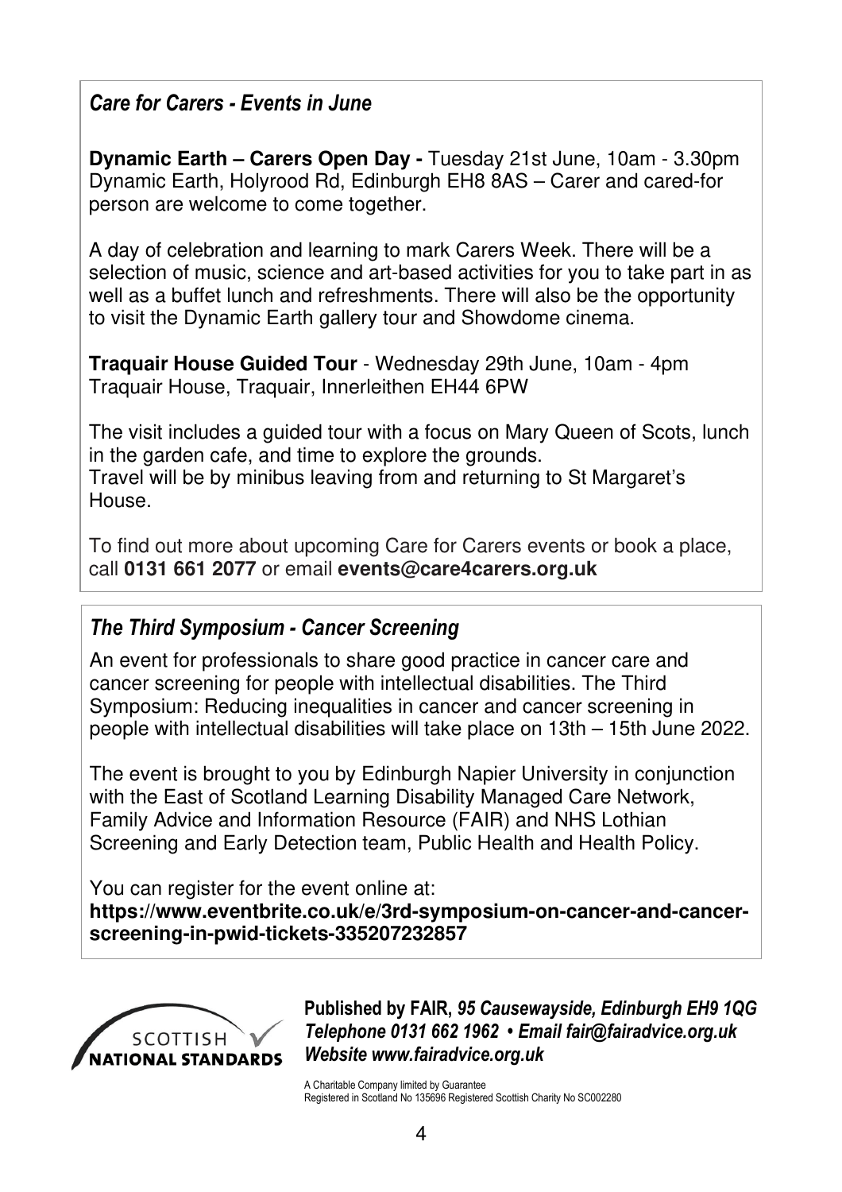## *Care for Carers - Events in June*

**Dynamic Earth – Carers Open Day -** Tuesday 21st June, 10am - 3.30pm
Dynamic Earth, Holyrood Rd, Edinburgh EH8 8AS – Carer and cared-for person are welcome to come together.

A day of celebration and learning to mark Carers Week. There will be a selection of music, science and art-based activities for you to take part in as well as a buffet lunch and refreshments. There will also be the opportunity to visit the Dynamic Earth gallery tour and Showdome cinema.

**Traquair House Guided Tour** - Wednesday 29th June, 10am - 4pm
Traquair House, Traquair, Innerleithen EH44 6PW

The visit includes a guided tour with a focus on Mary Queen of Scots, lunch in the garden cafe, and time to explore the grounds.
Travel will be by minibus leaving from and returning to St Margaret's House.

To find out more about upcoming Care for Carers events or book a place, call **0131 661 2077** or email **events@care4carers.org.uk**

## *The Third Symposium - Cancer Screening*

An event for professionals to share good practice in cancer care and cancer screening for people with intellectual disabilities. The Third Symposium: Reducing inequalities in cancer and cancer screening in people with intellectual disabilities will take place on 13th – 15th June 2022.

The event is brought to you by Edinburgh Napier University in conjunction with the East of Scotland Learning Disability Managed Care Network, Family Advice and Information Resource (FAIR) and NHS Lothian Screening and Early Detection team, Public Health and Health Policy.

You can register for the event online at:
**https://www.eventbrite.co.uk/e/3rd-symposium-on-cancer-and-cancer-screening-in-pwid-tickets-335207232857**

SCOTTISH NATIONAL STANDARDS

**Published by FAIR,** ***95 Causewayside, Edinburgh EH9 1QG***
***Telephone 0131 662 1962 • Email fair@fairadvice.org.uk***
***Website www.fairadvice.org.uk***

A Charitable Company limited by Guarantee
Registered in Scotland No 135696 Registered Scottish Charity No SC002280